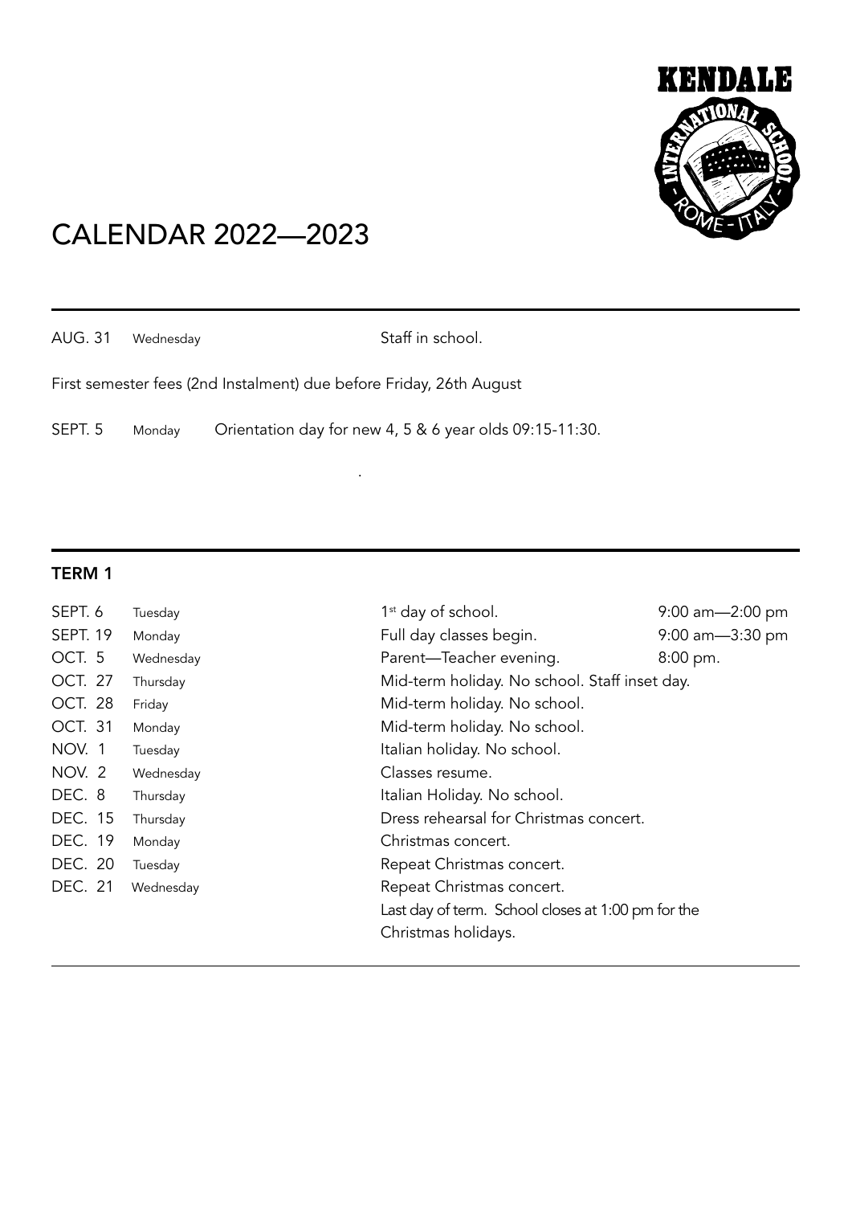# CALENDAR 2022—2023

AUG. 31 Wednesday Staff in school.

First semester fees (2nd Instalment) due before Friday, 26th August

SEPT. 5 Monday Orientation day for new 4, 5 & 6 year olds 09:15-11:30.

## TERM 1

| | | | |
|---|---|---|---|
| SEPT. 6 | Tuesday | 1st day of school. | 9:00 am—2:00 pm |
| SEPT. 19 | Monday | Full day classes begin. | 9:00 am—3:30 pm |
| OCT. 5 | Wednesday | Parent—Teacher evening. | 8:00 pm. |
| OCT. 27 | Thursday | Mid-term holiday. No school. Staff inset day. | |
| OCT. 28 | Friday | Mid-term holiday. No school. | |
| OCT. 31 | Monday | Mid-term holiday. No school. | |
| NOV. 1 | Tuesday | Italian holiday. No school. | |
| NOV. 2 | Wednesday | Classes resume. | |
| DEC. 8 | Thursday | Italian Holiday. No school. | |
| DEC. 15 | Thursday | Dress rehearsal for Christmas concert. | |
| DEC. 19 | Monday | Christmas concert. | |
| DEC. 20 | Tuesday | Repeat Christmas concert. | |
| DEC. 21 | Wednesday | Repeat Christmas concert. Last day of term. School closes at 1:00 pm for the Christmas holidays. | |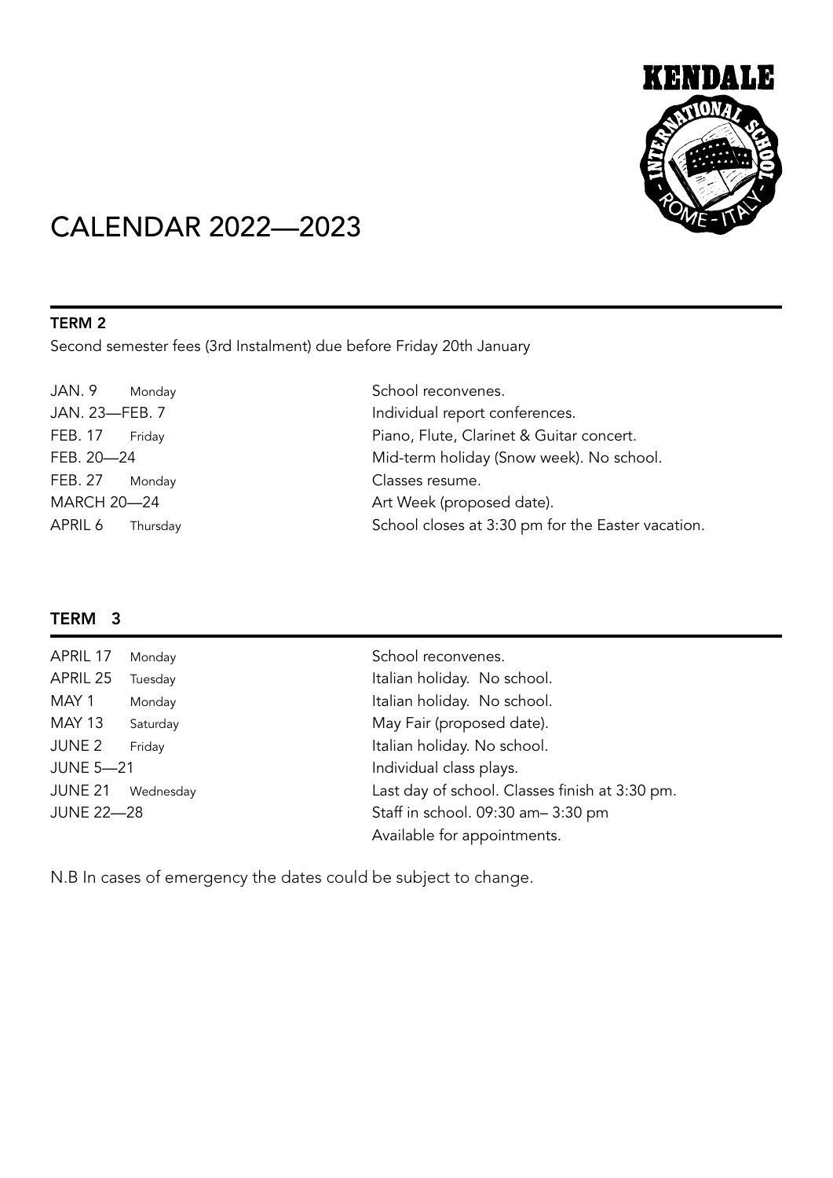# CALENDAR 2022—2023

## TERM 2

Second semester fees (3rd Instalment) due before Friday 20th January

| | | |
|---|---|---|
| JAN. 9 | Monday | School reconvenes. |
| JAN. 23—FEB. 7 | | Individual report conferences. |
| FEB. 17 | Friday | Piano, Flute, Clarinet & Guitar concert. |
| FEB. 20—24 | | Mid-term holiday (Snow week). No school. |
| FEB. 27 | Monday | Classes resume. |
| MARCH 20—24 | | Art Week (proposed date). |
| APRIL 6 | Thursday | School closes at 3:30 pm for the Easter vacation. |

## TERM 3

| | | |
|---|---|---|
| APRIL 17 | Monday | School reconvenes. |
| APRIL 25 | Tuesday | Italian holiday. No school. |
| MAY 1 | Monday | Italian holiday. No school. |
| MAY 13 | Saturday | May Fair (proposed date). |
| JUNE 2 | Friday | Italian holiday. No school. |
| JUNE 5—21 | | Individual class plays. |
| JUNE 21 | Wednesday | Last day of school. Classes finish at 3:30 pm. |
| JUNE 22—28 | | Staff in school. 09:30 am– 3:30 pm<br>Available for appointments. |

N.B In cases of emergency the dates could be subject to change.